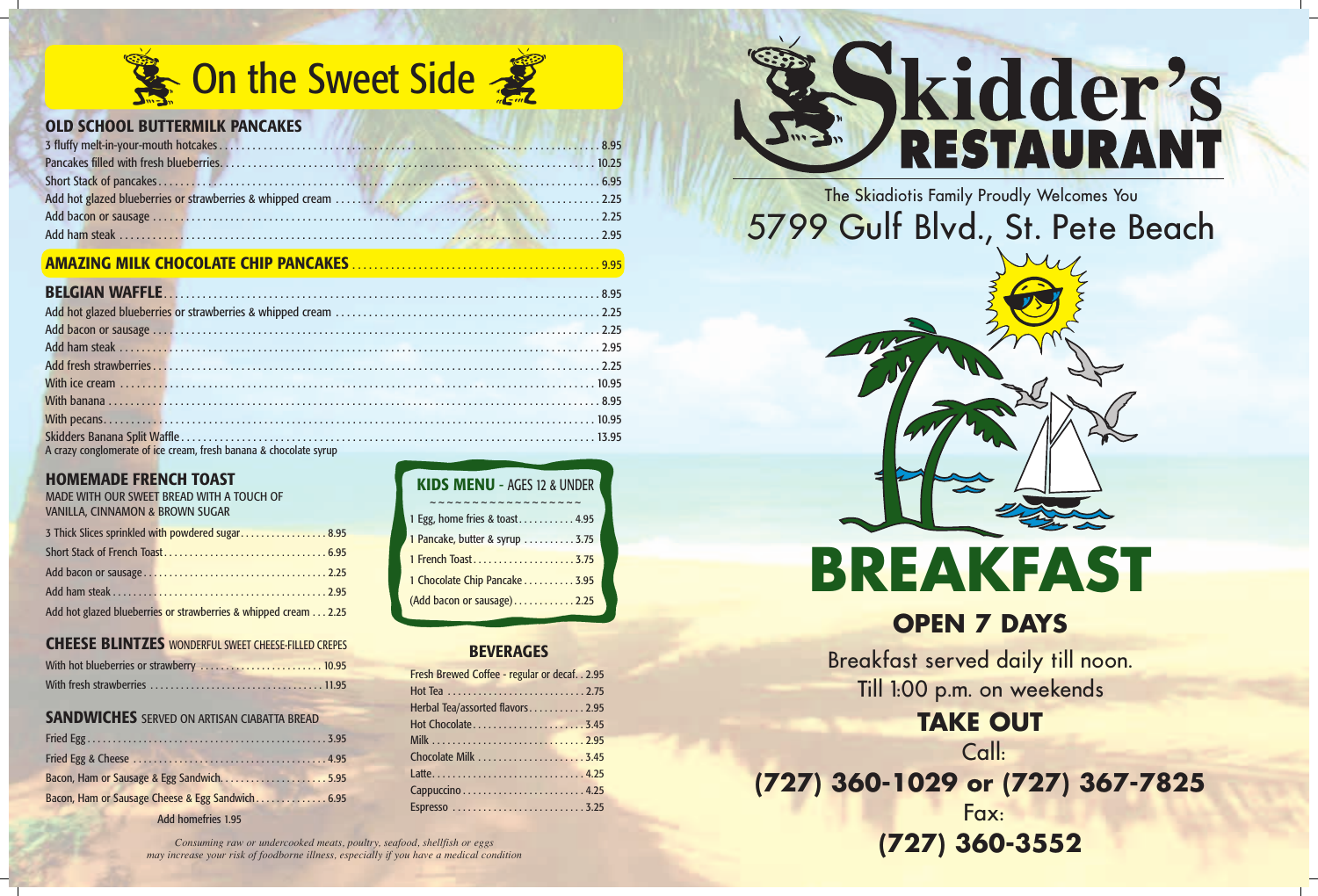# On the Sweet Side

## OLD SCHOOL BUTTERMILK PANCAKES

| Item | Price |
|---|---|
| 3 fluffy melt-in-your-mouth hotcakes | 8.95 |
| Pancakes filled with fresh blueberries | 10.25 |
| Short Stack of pancakes | 6.95 |
| Add hot glazed blueberries or strawberries & whipped cream | 2.25 |
| Add bacon or sausage | 2.25 |
| Add ham steak | 2.95 |

## AMAZING MILK CHOCOLATE CHIP PANCAKES ........ 9.95

## BELGIAN WAFFLE ........ 8.95

| Item | Price |
|---|---|
| Add hot glazed blueberries or strawberries & whipped cream | 2.25 |
| Add bacon or sausage | 2.25 |
| Add ham steak | 2.95 |
| Add fresh strawberries | 2.25 |
| With ice cream | 10.95 |
| With banana | 8.95 |
| With pecans | 10.95 |
| Skidders Banana Split Waffle | 13.95 |

A crazy conglomerate of ice cream, fresh banana & chocolate syrup

## HOMEMADE FRENCH TOAST

MADE WITH OUR SWEET BREAD WITH A TOUCH OF VANILLA, CINNAMON & BROWN SUGAR

| Item | Price |
|---|---|
| 3 Thick Slices sprinkled with powdered sugar | 8.95 |
| Short Stack of French Toast | 6.95 |
| Add bacon or sausage | 2.25 |
| Add ham steak | 2.95 |
| Add hot glazed blueberries or strawberries & whipped cream | 2.25 |

## CHEESE BLINTZES WONDERFUL SWEET CHEESE-FILLED CREPES

| Item | Price |
|---|---|
| With hot blueberries or strawberry | 10.95 |
| With fresh strawberries | 11.95 |

## SANDWICHES SERVED ON ARTISAN CIABATTA BREAD

| Item | Price |
|---|---|
| Fried Egg | 3.95 |
| Fried Egg & Cheese | 4.95 |
| Bacon, Ham or Sausage & Egg Sandwich | 5.95 |
| Bacon, Ham or Sausage Cheese & Egg Sandwich | 6.95 |

Add homefries 1.95

## KIDS MENU - AGES 12 & UNDER

| Item | Price |
|---|---|
| 1 Egg, home fries & toast | 4.95 |
| 1 Pancake, butter & syrup | 3.75 |
| 1 French Toast | 3.75 |
| 1 Chocolate Chip Pancake | 3.95 |
| (Add bacon or sausage) | 2.25 |

## BEVERAGES

| Item | Price |
|---|---|
| Fresh Brewed Coffee - regular or decaf | 2.95 |
| Hot Tea | 2.75 |
| Herbal Tea/assorted flavors | 2.95 |
| Hot Chocolate | 3.45 |
| Milk | 2.95 |
| Chocolate Milk | 3.45 |
| Latte | 4.25 |
| Cappuccino | 4.25 |
| Espresso | 3.25 |

*Consuming raw or undercooked meats, poultry, seafood, shellfish or eggs may increase your risk of foodborne illness, especially if you have a medical condition*

# Skidder's RESTAURANT

The Skiadiotis Family Proudly Welcomes You

5799 Gulf Blvd., St. Pete Beach

# BREAKFAST

## OPEN 7 DAYS

Breakfast served daily till noon.
Till 1:00 p.m. on weekends

## TAKE OUT

Call:

**(727) 360-1029 or (727) 367-7825**

Fax:

**(727) 360-3552**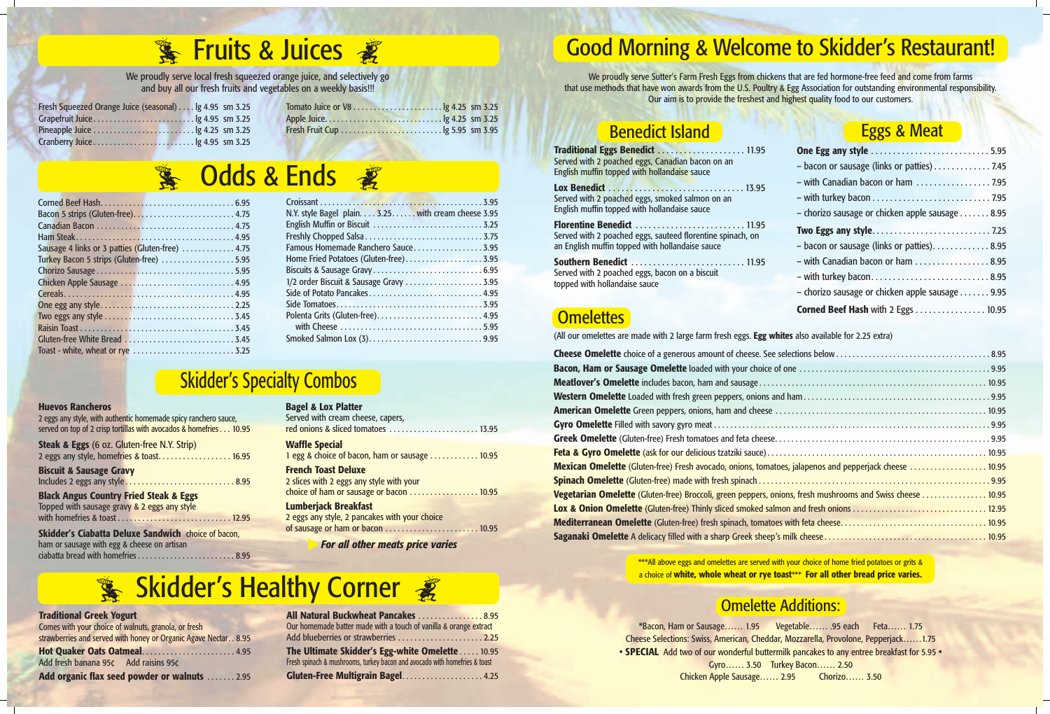# Fruits & Juices

We proudly serve local fresh squeezed orange juice, and selectively go and buy all our fresh fruits and vegetables on a weekly basis!!!

| | | |
|---|---|---|
| Fresh Squeezed Orange Juice (seasonal) | lg 4.95 | sm 3.25 |
| Grapefruit Juice | lg 4.95 | sm 3.25 |
| Pineapple Juice | lg 4.25 | sm 3.25 |
| Cranberry Juice | lg 4.95 | sm 3.25 |
| Tomato Juice or V8 | lg 4.25 | sm 3.25 |
| Apple Juice | lg 4.25 | sm 3.25 |
| Fresh Fruit Cup | lg 5.95 | sm 3.95 |

# Odds & Ends

| | |
|---|---|
| Corned Beef Hash | 6.95 |
| Bacon 5 strips (Gluten-free) | 4.75 |
| Canadian Bacon | 4.75 |
| Ham Steak | 4.95 |
| Sausage 4 links or 3 patties (Gluten-free) | 4.75 |
| Turkey Bacon 5 strips (Gluten-free) | 5.95 |
| Chorizo Sausage | 5.95 |
| Chicken Apple Sausage | 4.95 |
| Cereals | 4.95 |
| One egg any style | 2.25 |
| Two eggs any style | 3.45 |
| Raisin Toast | 3.45 |
| Gluten-free White Bread | 3.45 |
| Toast - white, wheat or rye | 3.25 |
| Croissant | 3.95 |
| N.Y. style Bagel plain.... 3.25...... with cream cheese | 3.95 |
| English Muffin or Biscuit | 3.25 |
| Freshly Chopped Salsa | 3.75 |
| Famous Homemade Ranchero Sauce | 3.95 |
| Home Fried Potatoes (Gluten-free) | 3.95 |
| Biscuits & Sausage Gravy | 6.95 |
| 1/2 order Biscuit & Sausage Gravy | 3.95 |
| Side of Potato Pancakes | 4.95 |
| Side Tomatoes | 3.95 |
| Polenta Grits (Gluten-free) | 4.95 |
| with Cheese | 5.95 |
| Smoked Salmon Lox (3) | 9.95 |

# Skidder's Specialty Combos

**Huevos Rancheros**
2 eggs any style, with authentic homemade spicy ranchero sauce, served on top of 2 crisp tortillas with avocados & homefries ... 10.95

**Steak & Eggs** (6 oz. Gluten-free N.Y. Strip)
2 eggs any style, homefries & toast ... 16.95

**Biscuit & Sausage Gravy**
Includes 2 eggs any style ... 8.95

**Black Angus Country Fried Steak & Eggs**
Topped with sausage gravy & 2 eggs any style with homefries & toast ... 12.95

**Skidder's Ciabatta Deluxe Sandwich** choice of bacon, ham or sausage with egg & cheese on artisan ciabatta bread with homefries ... 8.95

**Bagel & Lox Platter**
Served with cream cheese, capers, red onions & sliced tomatoes ... 13.95

**Waffle Special**
1 egg & choice of bacon, ham or sausage ... 10.95

**French Toast Deluxe**
2 slices with 2 eggs any style with your choice of ham or sausage or bacon ... 10.95

**Lumberjack Breakfast**
2 eggs any style, 2 pancakes with your choice of sausage or ham or bacon ... 10.95

***For all other meats price varies***

# Skidder's Healthy Corner

**Traditional Greek Yogurt**
Comes with your choice of walnuts, granola, or fresh strawberries and served with honey or Organic Agave Nectar .. 8.95

**Hot Quaker Oats Oatmeal** ... 4.95
Add fresh banana 95¢ Add raisins 95¢

**Add organic flax seed powder or walnuts** ... 2.95

**All Natural Buckwheat Pancakes** ... 8.95
Our homemade batter made with a touch of vanilla & orange extract
Add blueberries or strawberries ... 2.25

**The Ultimate Skidder's Egg-white Omelette** ... 10.95
Fresh spinach & mushrooms, turkey bacon and avocado with homefries & toast

**Gluten-Free Multigrain Bagel** ... 4.25

# Good Morning & Welcome to Skidder's Restaurant!

We proudly serve Sutter's Farm Fresh Eggs from chickens that are fed hormone-free feed and come from farms that use methods that have won awards from the U.S. Poultry & Egg Association for outstanding environmental responsibility. Our aim is to provide the freshest and highest quality food to our customers.

## Benedict Island

**Traditional Eggs Benedict** ... 11.95
Served with 2 poached eggs, Canadian bacon on an English muffin topped with hollandaise sauce

**Lox Benedict** ... 13.95
Served with 2 poached eggs, smoked salmon on an English muffin topped with hollandaise sauce

**Florentine Benedict** ... 11.95
Served with 2 poached eggs, sauteed florentine spinach, on an English muffin topped with hollandaise sauce

**Southern Benedict** ... 11.95
Served with 2 poached eggs, bacon on a biscuit topped with hollandaise sauce

## Eggs & Meat

| | |
|---|---|
| **One Egg any style** | 5.95 |
| – bacon or sausage (links or patties) | 7.45 |
| – with Canadian bacon or ham | 7.95 |
| – with turkey bacon | 7.95 |
| – chorizo sausage or chicken apple sausage | 8.95 |
| **Two Eggs any style** | 7.25 |
| – bacon or sausage (links or patties) | 8.95 |
| – with Canadian bacon or ham | 8.95 |
| – with turkey bacon | 8.95 |
| – chorizo sausage or chicken apple sausage | 9.95 |
| **Corned Beef Hash** with 2 Eggs | 10.95 |

## Omelettes

(All our omelettes are made with 2 large farm fresh eggs. **Egg whites** also available for 2.25 extra)

| | |
|---|---|
| **Cheese Omelette** choice of a generous amount of cheese. See selections below | 8.95 |
| **Bacon, Ham or Sausage Omelette** loaded with your choice of one | 9.95 |
| **Meatlover's Omelette** includes bacon, ham and sausage | 10.95 |
| **Western Omelette** Loaded with fresh green peppers, onions and ham | 9.95 |
| **American Omelette** Green peppers, onions, ham and cheese | 10.95 |
| **Gyro Omelette** Filled with savory gyro meat | 9.95 |
| **Greek Omelette** (Gluten-free) Fresh tomatoes and feta cheese | 9.95 |
| **Feta & Gyro Omelette** (ask for our delicious tzatziki sauce) | 10.95 |
| **Mexican Omelette** (Gluten-free) Fresh avocado, onions, tomatoes, jalapenos and pepperjack cheese | 10.95 |
| **Spinach Omelette** (Gluten-free) made with fresh spinach | 9.95 |
| **Vegetarian Omelette** (Gluten-free) Broccoli, green peppers, onions, fresh mushrooms and Swiss cheese | 10.95 |
| **Lox & Onion Omelette** (Gluten-free) Thinly sliced smoked salmon and fresh onions | 12.95 |
| **Mediterranean Omelette** (Gluten-free) fresh spinach, tomatoes with feta cheese | 10.95 |
| **Saganaki Omelette** A delicacy filled with a sharp Greek sheep's milk cheese | 10.95 |

***All above eggs and omelettes are served with your choice of home fried potatoes or grits & a choice of **white, whole wheat or rye toast*** For all other bread price varies.**

## Omelette Additions:

*Bacon, Ham or Sausage...... 1.95 Vegetable...... .95 each Feta...... 1.75

Cheese Selections: Swiss, American, Cheddar, Mozzarella, Provolone, Pepperjack......1.75

• **SPECIAL** Add two of our wonderful buttermilk pancakes to any entree breakfast for 5.95 •

Gyro...... 3.50 Turkey Bacon...... 2.50

Chicken Apple Sausage...... 2.95 Chorizo...... 3.50